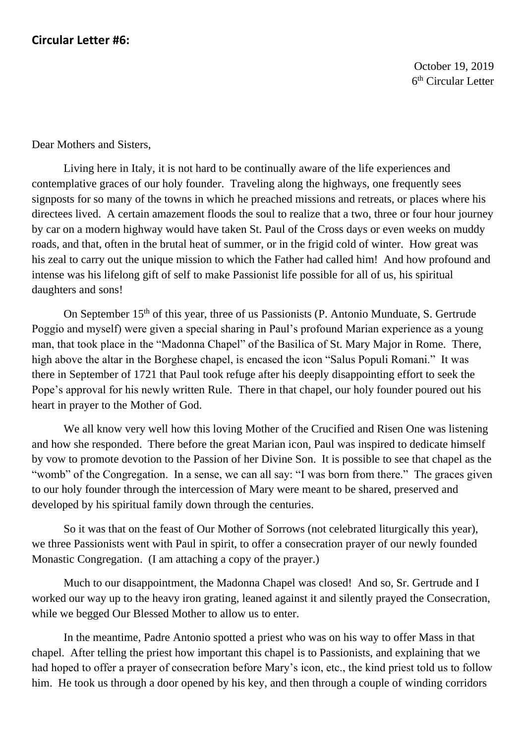**Circular Letter #6:**

October 19, 2019
6th Circular Letter

Dear Mothers and Sisters,

Living here in Italy, it is not hard to be continually aware of the life experiences and contemplative graces of our holy founder. Traveling along the highways, one frequently sees signposts for so many of the towns in which he preached missions and retreats, or places where his directees lived. A certain amazement floods the soul to realize that a two, three or four hour journey by car on a modern highway would have taken St. Paul of the Cross days or even weeks on muddy roads, and that, often in the brutal heat of summer, or in the frigid cold of winter. How great was his zeal to carry out the unique mission to which the Father had called him! And how profound and intense was his lifelong gift of self to make Passionist life possible for all of us, his spiritual daughters and sons!

On September 15th of this year, three of us Passionists (P. Antonio Munduate, S. Gertrude Poggio and myself) were given a special sharing in Paul's profound Marian experience as a young man, that took place in the "Madonna Chapel" of the Basilica of St. Mary Major in Rome. There, high above the altar in the Borghese chapel, is encased the icon "Salus Populi Romani." It was there in September of 1721 that Paul took refuge after his deeply disappointing effort to seek the Pope's approval for his newly written Rule. There in that chapel, our holy founder poured out his heart in prayer to the Mother of God.

We all know very well how this loving Mother of the Crucified and Risen One was listening and how she responded. There before the great Marian icon, Paul was inspired to dedicate himself by vow to promote devotion to the Passion of her Divine Son. It is possible to see that chapel as the "womb" of the Congregation. In a sense, we can all say: "I was born from there." The graces given to our holy founder through the intercession of Mary were meant to be shared, preserved and developed by his spiritual family down through the centuries.

So it was that on the feast of Our Mother of Sorrows (not celebrated liturgically this year), we three Passionists went with Paul in spirit, to offer a consecration prayer of our newly founded Monastic Congregation. (I am attaching a copy of the prayer.)

Much to our disappointment, the Madonna Chapel was closed! And so, Sr. Gertrude and I worked our way up to the heavy iron grating, leaned against it and silently prayed the Consecration, while we begged Our Blessed Mother to allow us to enter.

In the meantime, Padre Antonio spotted a priest who was on his way to offer Mass in that chapel. After telling the priest how important this chapel is to Passionists, and explaining that we had hoped to offer a prayer of consecration before Mary's icon, etc., the kind priest told us to follow him. He took us through a door opened by his key, and then through a couple of winding corridors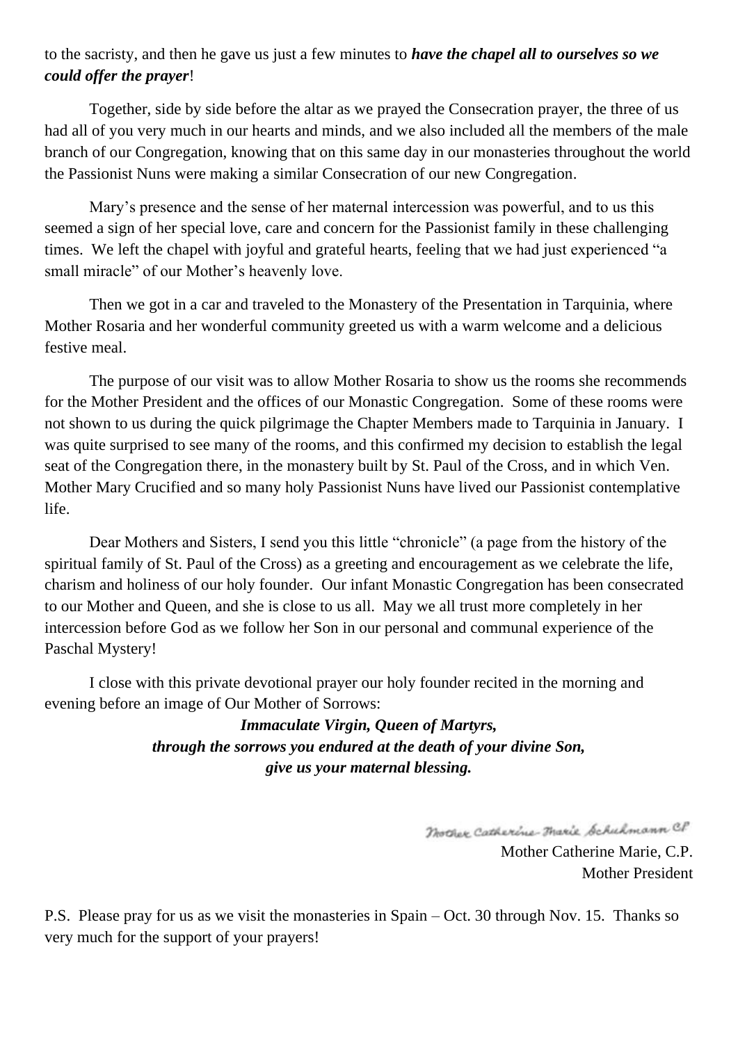to the sacristy, and then he gave us just a few minutes to ***have the chapel all to ourselves so we could offer the prayer***!

Together, side by side before the altar as we prayed the Consecration prayer, the three of us had all of you very much in our hearts and minds, and we also included all the members of the male branch of our Congregation, knowing that on this same day in our monasteries throughout the world the Passionist Nuns were making a similar Consecration of our new Congregation.

Mary's presence and the sense of her maternal intercession was powerful, and to us this seemed a sign of her special love, care and concern for the Passionist family in these challenging times. We left the chapel with joyful and grateful hearts, feeling that we had just experienced "a small miracle" of our Mother's heavenly love.

Then we got in a car and traveled to the Monastery of the Presentation in Tarquinia, where Mother Rosaria and her wonderful community greeted us with a warm welcome and a delicious festive meal.

The purpose of our visit was to allow Mother Rosaria to show us the rooms she recommends for the Mother President and the offices of our Monastic Congregation. Some of these rooms were not shown to us during the quick pilgrimage the Chapter Members made to Tarquinia in January. I was quite surprised to see many of the rooms, and this confirmed my decision to establish the legal seat of the Congregation there, in the monastery built by St. Paul of the Cross, and in which Ven. Mother Mary Crucified and so many holy Passionist Nuns have lived our Passionist contemplative life.

Dear Mothers and Sisters, I send you this little "chronicle" (a page from the history of the spiritual family of St. Paul of the Cross) as a greeting and encouragement as we celebrate the life, charism and holiness of our holy founder. Our infant Monastic Congregation has been consecrated to our Mother and Queen, and she is close to us all. May we all trust more completely in her intercession before God as we follow her Son in our personal and communal experience of the Paschal Mystery!

I close with this private devotional prayer our holy founder recited in the morning and evening before an image of Our Mother of Sorrows:

***Immaculate Virgin, Queen of Martyrs,***
***through the sorrows you endured at the death of your divine Son,***
***give us your maternal blessing.***

Mother Catherine-Marie Schuhmann CP

Mother Catherine Marie, C.P.
Mother President

P.S. Please pray for us as we visit the monasteries in Spain – Oct. 30 through Nov. 15. Thanks so very much for the support of your prayers!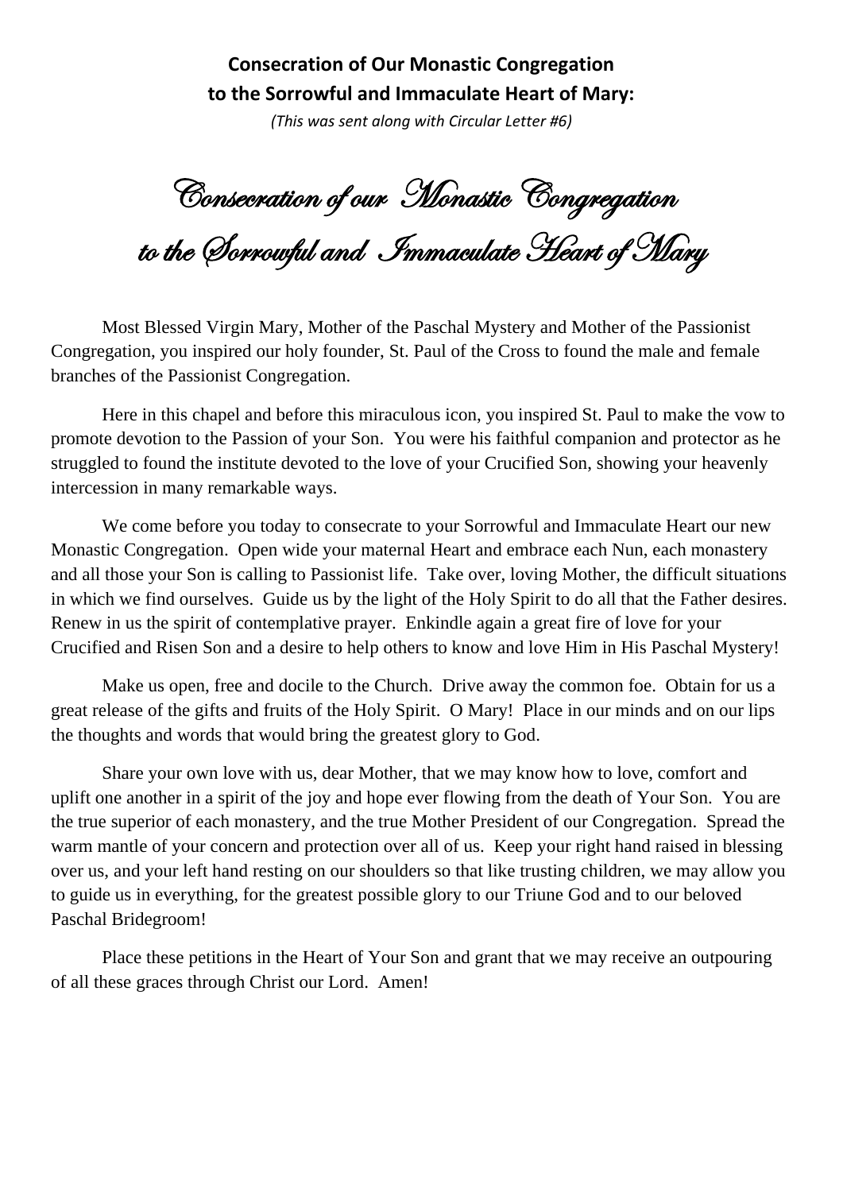**Consecration of Our Monastic Congregation to the Sorrowful and Immaculate Heart of Mary:**

*(This was sent along with Circular Letter #6)*

# Consecration of our Monastic Congregation to the Sorrowful and Immaculate Heart of Mary

Most Blessed Virgin Mary, Mother of the Paschal Mystery and Mother of the Passionist Congregation, you inspired our holy founder, St. Paul of the Cross to found the male and female branches of the Passionist Congregation.

Here in this chapel and before this miraculous icon, you inspired St. Paul to make the vow to promote devotion to the Passion of your Son. You were his faithful companion and protector as he struggled to found the institute devoted to the love of your Crucified Son, showing your heavenly intercession in many remarkable ways.

We come before you today to consecrate to your Sorrowful and Immaculate Heart our new Monastic Congregation. Open wide your maternal Heart and embrace each Nun, each monastery and all those your Son is calling to Passionist life. Take over, loving Mother, the difficult situations in which we find ourselves. Guide us by the light of the Holy Spirit to do all that the Father desires. Renew in us the spirit of contemplative prayer. Enkindle again a great fire of love for your Crucified and Risen Son and a desire to help others to know and love Him in His Paschal Mystery!

Make us open, free and docile to the Church. Drive away the common foe. Obtain for us a great release of the gifts and fruits of the Holy Spirit. O Mary! Place in our minds and on our lips the thoughts and words that would bring the greatest glory to God.

Share your own love with us, dear Mother, that we may know how to love, comfort and uplift one another in a spirit of the joy and hope ever flowing from the death of Your Son. You are the true superior of each monastery, and the true Mother President of our Congregation. Spread the warm mantle of your concern and protection over all of us. Keep your right hand raised in blessing over us, and your left hand resting on our shoulders so that like trusting children, we may allow you to guide us in everything, for the greatest possible glory to our Triune God and to our beloved Paschal Bridegroom!

Place these petitions in the Heart of Your Son and grant that we may receive an outpouring of all these graces through Christ our Lord. Amen!